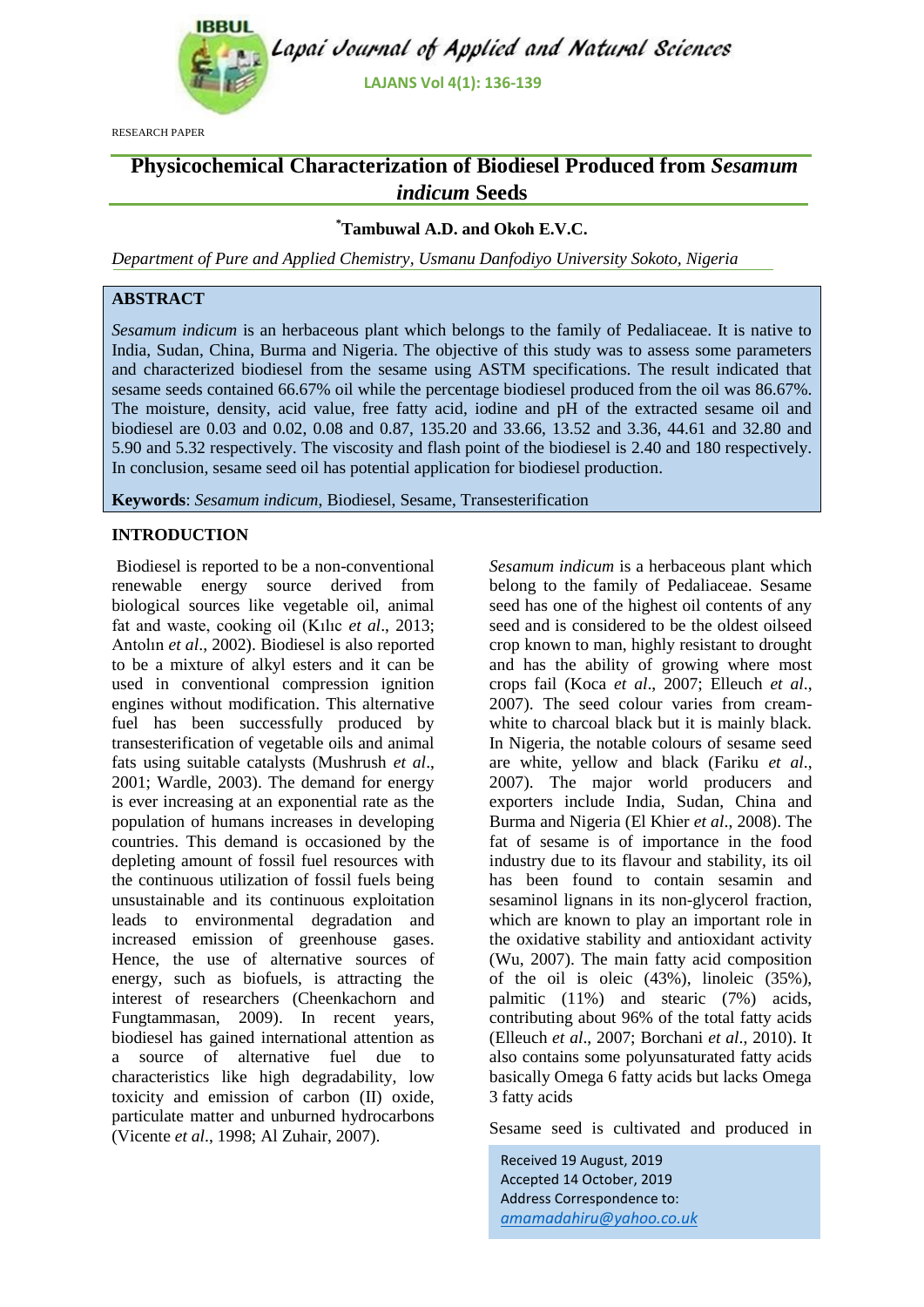RESEARCH PAPER

# Physicochemical Characterization of Biodiesel Produced from *Sesamum indicum* Seeds

**\*Tambuwal A.D. and Okoh E.V.C.**

*Department of Pure and Applied Chemistry, Usmanu Danfodiyo University Sokoto, Nigeria*

## ABSTRACT

*Sesamum indicum* is an herbaceous plant which belongs to the family of Pedaliaceae. It is native to India, Sudan, China, Burma and Nigeria. The objective of this study was to assess some parameters and characterized biodiesel from the sesame using ASTM specifications. The result indicated that sesame seeds contained 66.67% oil while the percentage biodiesel produced from the oil was 86.67%. The moisture, density, acid value, free fatty acid, iodine and pH of the extracted sesame oil and biodiesel are 0.03 and 0.02, 0.08 and 0.87, 135.20 and 33.66, 13.52 and 3.36, 44.61 and 32.80 and 5.90 and 5.32 respectively. The viscosity and flash point of the biodiesel is 2.40 and 180 respectively. In conclusion, sesame seed oil has potential application for biodiesel production.

**Keywords**: *Sesamum indicum*, Biodiesel, Sesame, Transesterification

## INTRODUCTION

Biodiesel is reported to be a non-conventional renewable energy source derived from biological sources like vegetable oil, animal fat and waste, cooking oil (Kılıc *et al*., 2013; Antolın *et al*., 2002). Biodiesel is also reported to be a mixture of alkyl esters and it can be used in conventional compression ignition engines without modification. This alternative fuel has been successfully produced by transesterification of vegetable oils and animal fats using suitable catalysts (Mushrush *et al*., 2001; Wardle, 2003). The demand for energy is ever increasing at an exponential rate as the population of humans increases in developing countries. This demand is occasioned by the depleting amount of fossil fuel resources with the continuous utilization of fossil fuels being unsustainable and its continuous exploitation leads to environmental degradation and increased emission of greenhouse gases. Hence, the use of alternative sources of energy, such as biofuels, is attracting the interest of researchers (Cheenkachorn and Fungtammasan, 2009). In recent years, biodiesel has gained international attention as a source of alternative fuel due to characteristics like high degradability, low toxicity and emission of carbon (II) oxide, particulate matter and unburned hydrocarbons (Vicente *et al*., 1998; Al Zuhair, 2007).

*Sesamum indicum* is a herbaceous plant which belong to the family of Pedaliaceae. Sesame seed has one of the highest oil contents of any seed and is considered to be the oldest oilseed crop known to man, highly resistant to drought and has the ability of growing where most crops fail (Koca *et al*., 2007; Elleuch *et al*., 2007). The seed colour varies from cream-white to charcoal black but it is mainly black. In Nigeria, the notable colours of sesame seed are white, yellow and black (Fariku *et al*., 2007). The major world producers and exporters include India, Sudan, China and Burma and Nigeria (El Khier *et al*., 2008). The fat of sesame is of importance in the food industry due to its flavour and stability, its oil has been found to contain sesamin and sesaminol lignans in its non-glycerol fraction, which are known to play an important role in the oxidative stability and antioxidant activity (Wu, 2007). The main fatty acid composition of the oil is oleic (43%), linoleic (35%), palmitic (11%) and stearic (7%) acids, contributing about 96% of the total fatty acids (Elleuch *et al*., 2007; Borchani *et al*., 2010). It also contains some polyunsaturated fatty acids basically Omega 6 fatty acids but lacks Omega 3 fatty acids

Sesame seed is cultivated and produced in

Received 19 August, 2019
Accepted 14 October, 2019
Address Correspondence to:
amamadahiru@yahoo.co.uk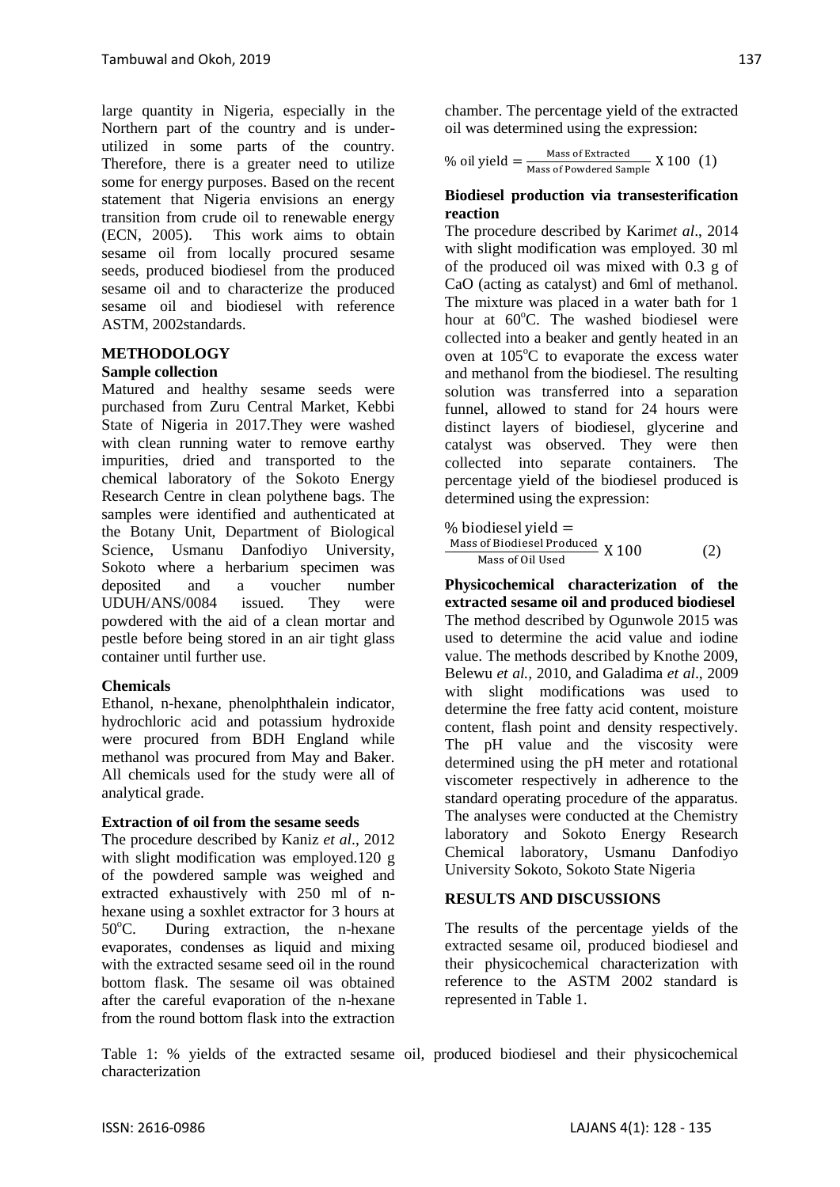large quantity in Nigeria, especially in the Northern part of the country and is under-utilized in some parts of the country. Therefore, there is a greater need to utilize some for energy purposes. Based on the recent statement that Nigeria envisions an energy transition from crude oil to renewable energy (ECN, 2005). This work aims to obtain sesame oil from locally procured sesame seeds, produced biodiesel from the produced sesame oil and to characterize the produced sesame oil and biodiesel with reference ASTM, 2002standards.

## METHODOLOGY

### Sample collection

Matured and healthy sesame seeds were purchased from Zuru Central Market, Kebbi State of Nigeria in 2017.They were washed with clean running water to remove earthy impurities, dried and transported to the chemical laboratory of the Sokoto Energy Research Centre in clean polythene bags. The samples were identified and authenticated at the Botany Unit, Department of Biological Science, Usmanu Danfodiyo University, Sokoto where a herbarium specimen was deposited and a voucher number UDUH/ANS/0084 issued. They were powdered with the aid of a clean mortar and pestle before being stored in an air tight glass container until further use.

### Chemicals

Ethanol, n-hexane, phenolphthalein indicator, hydrochloric acid and potassium hydroxide were procured from BDH England while methanol was procured from May and Baker. All chemicals used for the study were all of analytical grade.

### Extraction of oil from the sesame seeds

The procedure described by Kaniz *et al*., 2012 with slight modification was employed.120 g of the powdered sample was weighed and extracted exhaustively with 250 ml of n-hexane using a soxhlet extractor for 3 hours at 50°C. During extraction, the n-hexane evaporates, condenses as liquid and mixing with the extracted sesame seed oil in the round bottom flask. The sesame oil was obtained after the careful evaporation of the n-hexane from the round bottom flask into the extraction chamber. The percentage yield of the extracted oil was determined using the expression:

$$\%\text{ oil yield} = \frac{\text{Mass of Extracted}}{\text{Mass of Powdered Sample}} \times 100 \quad (1)$$

### Biodiesel production via transesterification reaction

The procedure described by Karim*et al*., 2014 with slight modification was employed. 30 ml of the produced oil was mixed with 0.3 g of CaO (acting as catalyst) and 6ml of methanol. The mixture was placed in a water bath for 1 hour at 60°C. The washed biodiesel were collected into a beaker and gently heated in an oven at 105°C to evaporate the excess water and methanol from the biodiesel. The resulting solution was transferred into a separation funnel, allowed to stand for 24 hours were distinct layers of biodiesel, glycerine and catalyst was observed. They were then collected into separate containers. The percentage yield of the biodiesel produced is determined using the expression:

$$\%\text{ biodiesel yield} = \frac{\text{Mass of Biodiesel Produced}}{\text{Mass of Oil Used}} \times 100 \quad (2)$$

### Physicochemical characterization of the extracted sesame oil and produced biodiesel

The method described by Ogunwole 2015 was used to determine the acid value and iodine value. The methods described by Knothe 2009, Belewu *et al.,* 2010, and Galadima *et al*., 2009 with slight modifications was used to determine the free fatty acid content, moisture content, flash point and density respectively. The pH value and the viscosity were determined using the pH meter and rotational viscometer respectively in adherence to the standard operating procedure of the apparatus. The analyses were conducted at the Chemistry laboratory and Sokoto Energy Research Chemical laboratory, Usmanu Danfodiyo University Sokoto, Sokoto State Nigeria

## RESULTS AND DISCUSSIONS

The results of the percentage yields of the extracted sesame oil, produced biodiesel and their physicochemical characterization with reference to the ASTM 2002 standard is represented in Table 1.

Table 1: % yields of the extracted sesame oil, produced biodiesel and their physicochemical characterization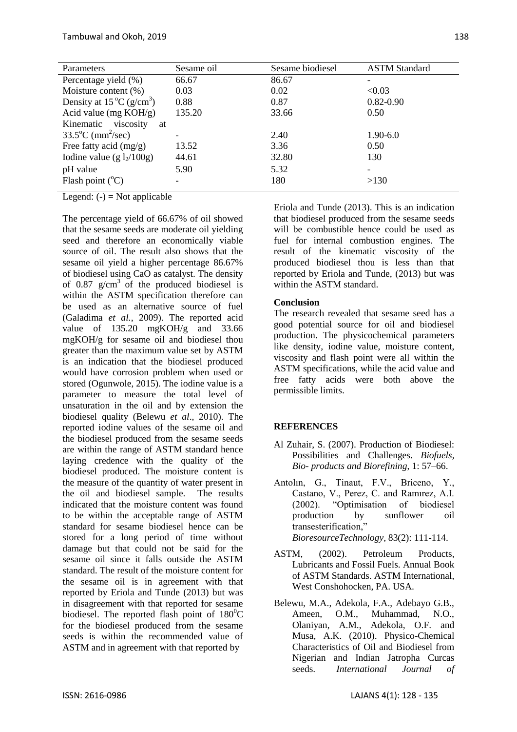| Parameters | Sesame oil | Sesame biodiesel | ASTM Standard |
|---|---|---|---|
| Percentage yield (%) | 66.67 | 86.67 | - |
| Moisture content (%) | 0.03 | 0.02 | <0.03 |
| Density at 15 °C (g/cm$^3$) | 0.88 | 0.87 | 0.82-0.90 |
| Acid value (mg KOH/g) | 135.20 | 33.66 | 0.50 |
| Kinematic viscosity at 33.5°C (mm$^2$/sec) | - | 2.40 | 1.90-6.0 |
| Free fatty acid (mg/g) | 13.52 | 3.36 | 0.50 |
| Iodine value (g $I_2$/100g) | 44.61 | 32.80 | 130 |
| pH value | 5.90 | 5.32 | - |
| Flash point (°C) | - | 180 | >130 |

Legend: (-) = Not applicable

The percentage yield of 66.67% of oil showed that the sesame seeds are moderate oil yielding seed and therefore an economically viable source of oil. The result also shows that the sesame oil yield a higher percentage 86.67% of biodiesel using CaO as catalyst. The density of 0.87 g/cm$^3$ of the produced biodiesel is within the ASTM specification therefore can be used as an alternative source of fuel (Galadima *et al.*, 2009). The reported acid value of 135.20 mgKOH/g and 33.66 mgKOH/g for sesame oil and biodiesel thou greater than the maximum value set by ASTM is an indication that the biodiesel produced would have corrosion problem when used or stored (Ogunwole, 2015). The iodine value is a parameter to measure the total level of unsaturation in the oil and by extension the biodiesel quality (Belewu *et al*., 2010). The reported iodine values of the sesame oil and the biodiesel produced from the sesame seeds are within the range of ASTM standard hence laying credence with the quality of the biodiesel produced. The moisture content is the measure of the quantity of water present in the oil and biodiesel sample. The results indicated that the moisture content was found to be within the acceptable range of ASTM standard for sesame biodiesel hence can be stored for a long period of time without damage but that could not be said for the sesame oil since it falls outside the ASTM standard. The result of the moisture content for the sesame oil is in agreement with that reported by Eriola and Tunde (2013) but was in disagreement with that reported for sesame biodiesel. The reported flash point of 180$^0$C for the biodiesel produced from the sesame seeds is within the recommended value of ASTM and in agreement with that reported by Eriola and Tunde (2013). This is an indication that biodiesel produced from the sesame seeds will be combustible hence could be used as fuel for internal combustion engines. The result of the kinematic viscosity of the produced biodiesel thou is less than that reported by Eriola and Tunde, (2013) but was within the ASTM standard.

**Conclusion**

The research revealed that sesame seed has a good potential source for oil and biodiesel production. The physicochemical parameters like density, iodine value, moisture content, viscosity and flash point were all within the ASTM specifications, while the acid value and free fatty acids were both above the permissible limits.

**REFERENCES**

Al Zuhair, S. (2007). Production of Biodiesel: Possibilities and Challenges. *Biofuels, Bio- products and Biorefining*, 1: 57–66.

Antolın, G., Tinaut, F.V., Briceno, Y., Castano, V., Perez, C. and Ramırez, A.I. (2002). "Optimisation of biodiesel production by sunflower oil transesterification," *BioresourceTechnology*, 83(2): 111-114.

ASTM, (2002). Petroleum Products, Lubricants and Fossil Fuels. Annual Book of ASTM Standards. ASTM International, West Conshohocken, PA. USA.

Belewu, M.A., Adekola, F.A., Adebayo G.B., Ameen, O.M., Muhammad, N.O., Olaniyan, A.M., Adekola, O.F. and Musa, A.K. (2010). Physico-Chemical Characteristics of Oil and Biodiesel from Nigerian and Indian Jatropha Curcas seeds. *International Journal of*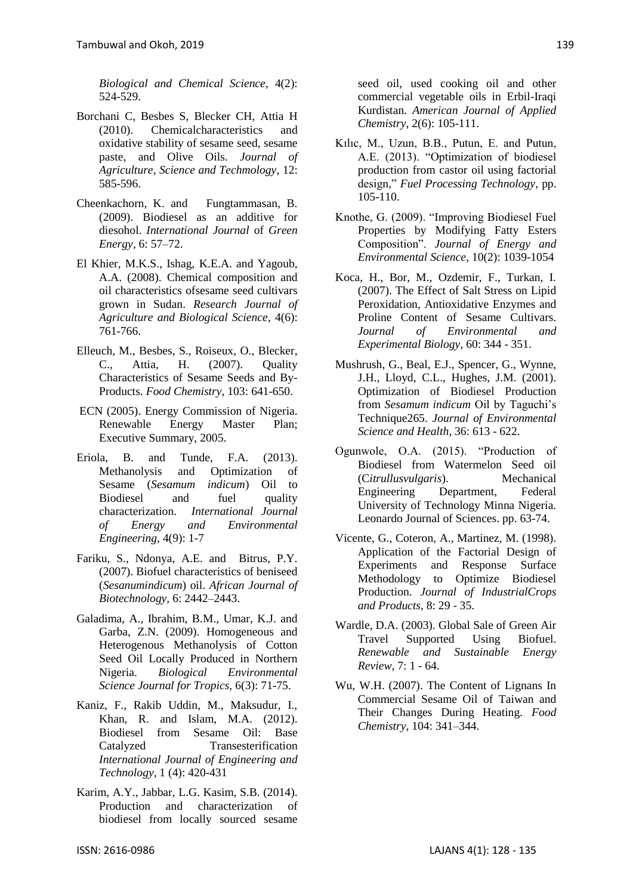*Biological and Chemical Science*, 4(2): 524-529.

Borchani C, Besbes S, Blecker CH, Attia H (2010). Chemicalcharacteristics and oxidative stability of sesame seed, sesame paste, and Olive Oils. *Journal of Agriculture, Science and Techmology*, 12: 585-596.

Cheenkachorn, K. and Fungtammasan, B. (2009). Biodiesel as an additive for diesohol. *International Journal* of *Green Energy*, 6: 57–72.

El Khier, M.K.S., Ishag, K.E.A. and Yagoub, A.A. (2008). Chemical composition and oil characteristics ofsesame seed cultivars grown in Sudan. *Research Journal of Agriculture and Biological Science*, 4(6): 761-766.

Elleuch, M., Besbes, S., Roiseux, O., Blecker, C., Attia, H. (2007). Quality Characteristics of Sesame Seeds and By-Products. *Food Chemistry*, 103: 641-650.

ECN (2005). Energy Commission of Nigeria. Renewable Energy Master Plan; Executive Summary, 2005.

Eriola, B. and Tunde, F.A. (2013). Methanolysis and Optimization of Sesame (*Sesamum indicum*) Oil to Biodiesel and fuel quality characterization. *International Journal of Energy and Environmental Engineering*, 4(9): 1-7

Fariku, S., Ndonya, A.E. and Bitrus, P.Y. (2007). Biofuel characteristics of beniseed (*Sesanumindicum*) oil. *African Journal of Biotechnology*, 6: 2442–2443.

Galadima, A., Ibrahim, B.M., Umar, K.J. and Garba, Z.N. (2009). Homogeneous and Heterogenous Methanolysis of Cotton Seed Oil Locally Produced in Northern Nigeria. *Biological Environmental Science Journal for Tropics*, 6(3): 71-75.

Kaniz, F., Rakib Uddin, M., Maksudur, I., Khan, R. and Islam, M.A. (2012). Biodiesel from Sesame Oil: Base Catalyzed Transesterification *International Journal of Engineering and Technology*, 1 (4): 420-431

Karim, A.Y., Jabbar, L.G. Kasim, S.B. (2014). Production and characterization of biodiesel from locally sourced sesame seed oil, used cooking oil and other commercial vegetable oils in Erbil-Iraqi Kurdistan. *American Journal of Applied Chemistry*, 2(6): 105-111.

Kılıc, M., Uzun, B.B., Putun, E. and Putun, A.E. (2013). "Optimization of biodiesel production from castor oil using factorial design," *Fuel Processing Technology*, pp. 105-110.

Knothe, G. (2009). "Improving Biodiesel Fuel Properties by Modifying Fatty Esters Composition". *Journal of Energy and Environmental Science*, 10(2): 1039-1054

Koca, H., Bor, M., Ozdemir, F., Turkan, I. (2007). The Effect of Salt Stress on Lipid Peroxidation, Antioxidative Enzymes and Proline Content of Sesame Cultivars. *Journal of Environmental and Experimental Biology*, 60: 344 - 351.

Mushrush, G., Beal, E.J., Spencer, G., Wynne, J.H., Lloyd, C.L., Hughes, J.M. (2001). Optimization of Biodiesel Production from *Sesamum indicum* Oil by Taguchi's Technique265. *Journal of Environmental Science and Health*, 36: 613 - 622.

Ogunwole, O.A. (2015). "Production of Biodiesel from Watermelon Seed oil (C*itrullusvulgaris*). Mechanical Engineering Department, Federal University of Technology Minna Nigeria. Leonardo Journal of Sciences. pp. 63-74.

Vicente, G., Coteron, A., Martinez, M. (1998). Application of the Factorial Design of Experiments and Response Surface Methodology to Optimize Biodiesel Production. *Journal of IndustrialCrops and Products*, 8: 29 - 35.

Wardle, D.A. (2003). Global Sale of Green Air Travel Supported Using Biofuel. *Renewable and Sustainable Energy Review*, 7: 1 - 64.

Wu, W.H. (2007). The Content of Lignans In Commercial Sesame Oil of Taiwan and Their Changes During Heating. *Food Chemistry*, 104: 341–344.